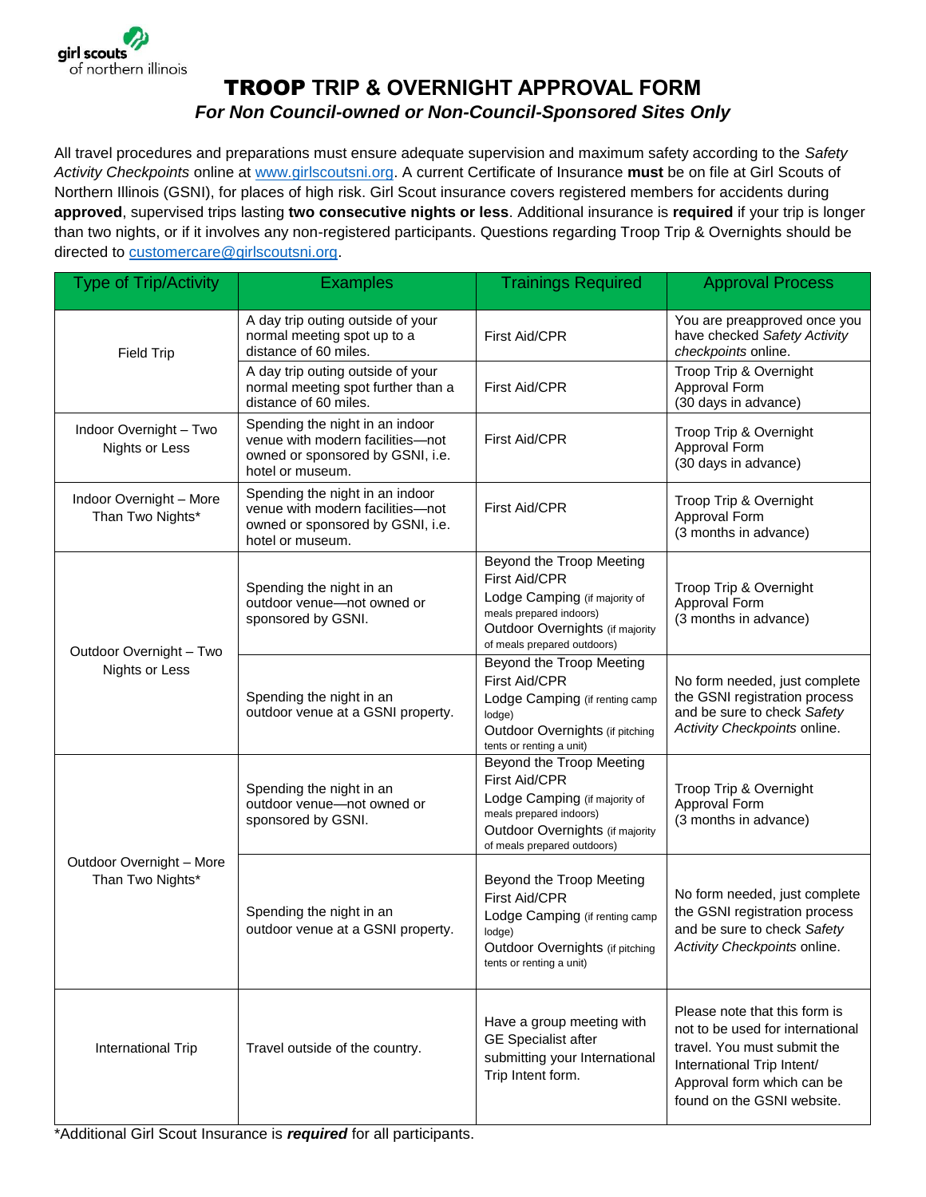girl scouts of northern illinois

# TROOP TRIP & OVERNIGHT APPROVAL FORM

***For Non Council-owned or Non-Council-Sponsored Sites Only***

All travel procedures and preparations must ensure adequate supervision and maximum safety according to the *Safety Activity Checkpoints* online at www.girlscoutsni.org. A current Certificate of Insurance **must** be on file at Girl Scouts of Northern Illinois (GSNI), for places of high risk. Girl Scout insurance covers registered members for accidents during **approved**, supervised trips lasting **two consecutive nights or less**. Additional insurance is **required** if your trip is longer than two nights, or if it involves any non-registered participants. Questions regarding Troop Trip & Overnights should be directed to customercare@girlscoutsni.org.

| Type of Trip/Activity | Examples | Trainings Required | Approval Process |
|---|---|---|---|
| Field Trip | A day trip outing outside of your normal meeting spot up to a distance of 60 miles. | First Aid/CPR | You are preapproved once you have checked *Safety Activity checkpoints* online. |
| | A day trip outing outside of your normal meeting spot further than a distance of 60 miles. | First Aid/CPR | Troop Trip & Overnight Approval Form (30 days in advance) |
| Indoor Overnight – Two Nights or Less | Spending the night in an indoor venue with modern facilities—not owned or sponsored by GSNI, i.e. hotel or museum. | First Aid/CPR | Troop Trip & Overnight Approval Form (30 days in advance) |
| Indoor Overnight – More Than Two Nights* | Spending the night in an indoor venue with modern facilities—not owned or sponsored by GSNI, i.e. hotel or museum. | First Aid/CPR | Troop Trip & Overnight Approval Form (3 months in advance) |
| Outdoor Overnight – Two Nights or Less | Spending the night in an outdoor venue—not owned or sponsored by GSNI. | Beyond the Troop Meeting<br>First Aid/CPR<br>Lodge Camping (if majority of meals prepared indoors)<br>Outdoor Overnights (if majority of meals prepared outdoors) | Troop Trip & Overnight Approval Form (3 months in advance) |
| | Spending the night in an outdoor venue at a GSNI property. | Beyond the Troop Meeting<br>First Aid/CPR<br>Lodge Camping (if renting camp lodge)<br>Outdoor Overnights (if pitching tents or renting a unit) | No form needed, just complete the GSNI registration process and be sure to check *Safety Activity Checkpoints* online. |
| Outdoor Overnight – More Than Two Nights* | Spending the night in an outdoor venue—not owned or sponsored by GSNI. | Beyond the Troop Meeting<br>First Aid/CPR<br>Lodge Camping (if majority of meals prepared indoors)<br>Outdoor Overnights (if majority of meals prepared outdoors) | Troop Trip & Overnight Approval Form (3 months in advance) |
| | Spending the night in an outdoor venue at a GSNI property. | Beyond the Troop Meeting<br>First Aid/CPR<br>Lodge Camping (if renting camp lodge)<br>Outdoor Overnights (if pitching tents or renting a unit) | No form needed, just complete the GSNI registration process and be sure to check *Safety Activity Checkpoints* online. |
| International Trip | Travel outside of the country. | Have a group meeting with GE Specialist after submitting your International Trip Intent form. | Please note that this form is not to be used for international travel. You must submit the International Trip Intent/ Approval form which can be found on the GSNI website. |

*Additional Girl Scout Insurance is ***required*** for all participants.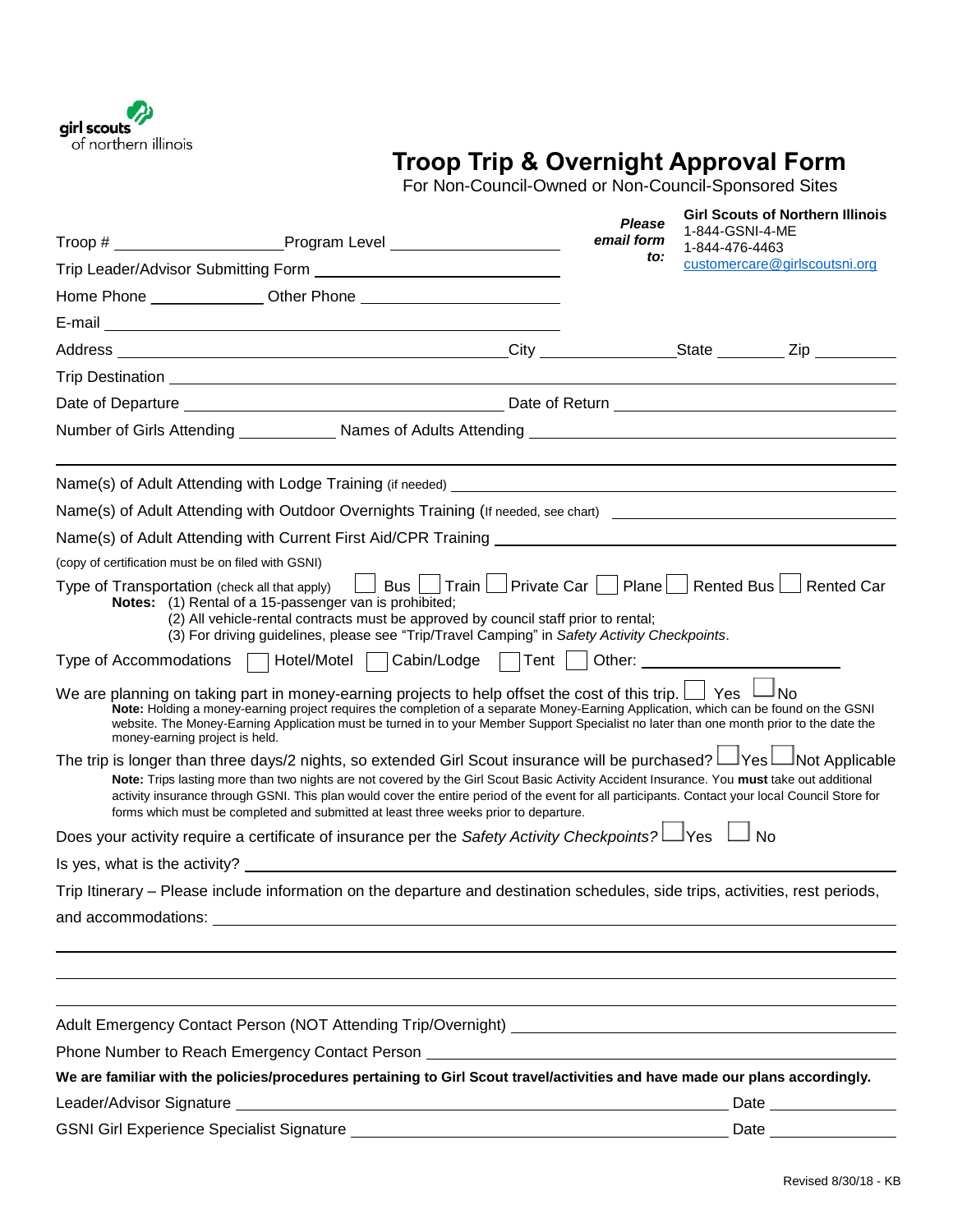girl scouts of northern illinois

# Troop Trip & Overnight Approval Form

For Non-Council-Owned or Non-Council-Sponsored Sites

***Please email form to:*** **Girl Scouts of Northern Illinois** 1-844-GSNI-4-ME 1-844-476-4463 customercare@girlscoutsni.org

Troop # ____________________ Program Level ____________________

Trip Leader/Advisor Submitting Form ____________________

Home Phone ______________ Other Phone ____________________

E-mail ____________________

Address ____________________ City ______________ State ________ Zip __________

Trip Destination ____________________

Date of Departure ____________________ Date of Return ____________________

Number of Girls Attending ____________ Names of Adults Attending ____________________

Name(s) of Adult Attending with Lodge Training (if needed) ____________________

Name(s) of Adult Attending with Outdoor Overnights Training (If needed, see chart) ____________________

Name(s) of Adult Attending with Current First Aid/CPR Training ____________________

(copy of certification must be on filed with GSNI)

Type of Transportation (check all that apply) ☐ Bus ☐ Train ☐ Private Car ☐ Plane ☐ Rented Bus ☐ Rented Car

**Notes:** (1) Rental of a 15-passenger van is prohibited;
(2) All vehicle-rental contracts must be approved by council staff prior to rental;
(3) For driving guidelines, please see "Trip/Travel Camping" in *Safety Activity Checkpoints*.

Type of Accommodations ☐ Hotel/Motel ☐ Cabin/Lodge ☐ Tent ☐ Other: ____________________

We are planning on taking part in money-earning projects to help offset the cost of this trip. ☐ Yes ☐ No

**Note:** Holding a money-earning project requires the completion of a separate Money-Earning Application, which can be found on the GSNI website. The Money-Earning Application must be turned in to your Member Support Specialist no later than one month prior to the date the money-earning project is held.

The trip is longer than three days/2 nights, so extended Girl Scout insurance will be purchased? ☐ Yes ☐ Not Applicable

**Note:** Trips lasting more than two nights are not covered by the Girl Scout Basic Activity Accident Insurance. You **must** take out additional activity insurance through GSNI. This plan would cover the entire period of the event for all participants. Contact your local Council Store for forms which must be completed and submitted at least three weeks prior to departure.

Does your activity require a certificate of insurance per the *Safety Activity Checkpoints*? ☐ Yes ☐ No

Is yes, what is the activity? ____________________

Trip Itinerary – Please include information on the departure and destination schedules, side trips, activities, rest periods, and accommodations: ____________________

____________________

____________________

____________________

Adult Emergency Contact Person (NOT Attending Trip/Overnight) ____________________

Phone Number to Reach Emergency Contact Person ____________________

**We are familiar with the policies/procedures pertaining to Girl Scout travel/activities and have made our plans accordingly.**

Leader/Advisor Signature ____________________ Date ______________

GSNI Girl Experience Specialist Signature ____________________ Date ______________

Revised 8/30/18 - KB